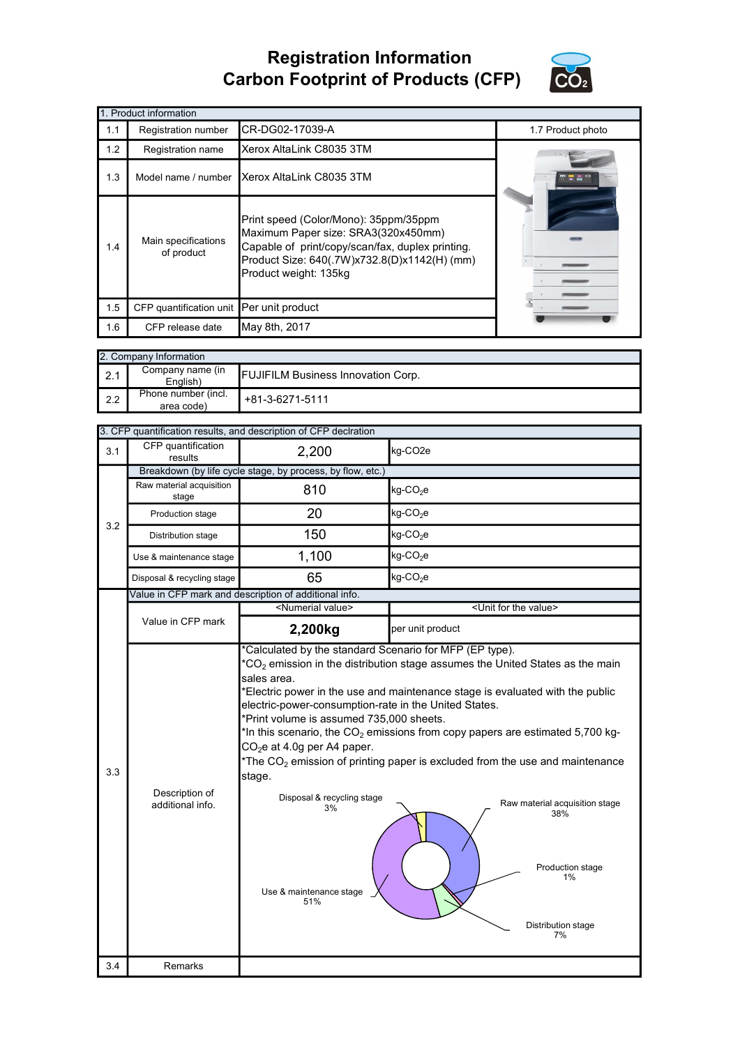# Registration Information
# Carbon Footprint of Products (CFP)

| 1. Product information | | | |
|---|---|---|---|
| 1.1 | Registration number | CR-DG02-17039-A | 1.7 Product photo |
| 1.2 | Registration name | Xerox AltaLink C8035 3TM | |
| 1.3 | Model name / number | Xerox AltaLink C8035 3TM | |
| 1.4 | Main specifications of product | Print speed (Color/Mono): 35ppm/35ppm<br>Maximum Paper size: SRA3(320x450mm)<br>Capable of print/copy/scan/fax, duplex printing.<br>Product Size: 640(.7W)x732.8(D)x1142(H) (mm)<br>Product weight: 135kg | |
| 1.5 | CFP quantification unit | Per unit product | |
| 1.6 | CFP release date | May 8th, 2017 | |

| 2. Company Information | | |
|---|---|---|
| 2.1 | Company name (in English) | FUJIFILM Business Innovation Corp. |
| 2.2 | Phone number (incl. area code) | +81-3-6271-5111 |

| 3. CFP quantification results, and description of CFP declration | | | |
|---|---|---|---|
| 3.1 | CFP quantification results | 2,200 | kg-CO2e |
| 3.2 | Breakdown (by life cycle stage, by process, by flow, etc.) | | |
| | Raw material acquisition stage | 810 | kg-$CO_2$e |
| | Production stage | 20 | kg-$CO_2$e |
| | Distribution stage | 150 | kg-$CO_2$e |
| | Use & maintenance stage | 1,100 | kg-$CO_2$e |
| | Disposal & recycling stage | 65 | kg-$CO_2$e |
| 3.3 | Value in CFP mark and description of additional info. | | |
| | Value in CFP mark | <Numerial value> **2,200kg** | <Unit for the value> per unit product |
| | Description of additional info. | *Calculated by the standard Scenario for MFP (EP type).<br>*$CO_2$ emission in the distribution stage assumes the United States as the main sales area.<br>*Electric power in the use and maintenance stage is evaluated with the public electric-power-consumption-rate in the United States.<br>*Print volume is assumed 735,000 sheets.<br>*In this scenario, the $CO_2$ emissions from copy papers are estimated 5,700 kg-$CO_2$e at 4.0g per A4 paper.<br>*The $CO_2$ emission of printing paper is excluded from the use and maintenance stage.<br>Raw material acquisition stage 38%; Production stage 1%; Distribution stage 7%; Use & maintenance stage 51%; Disposal & recycling stage 3% | |
| 3.4 | Remarks | | |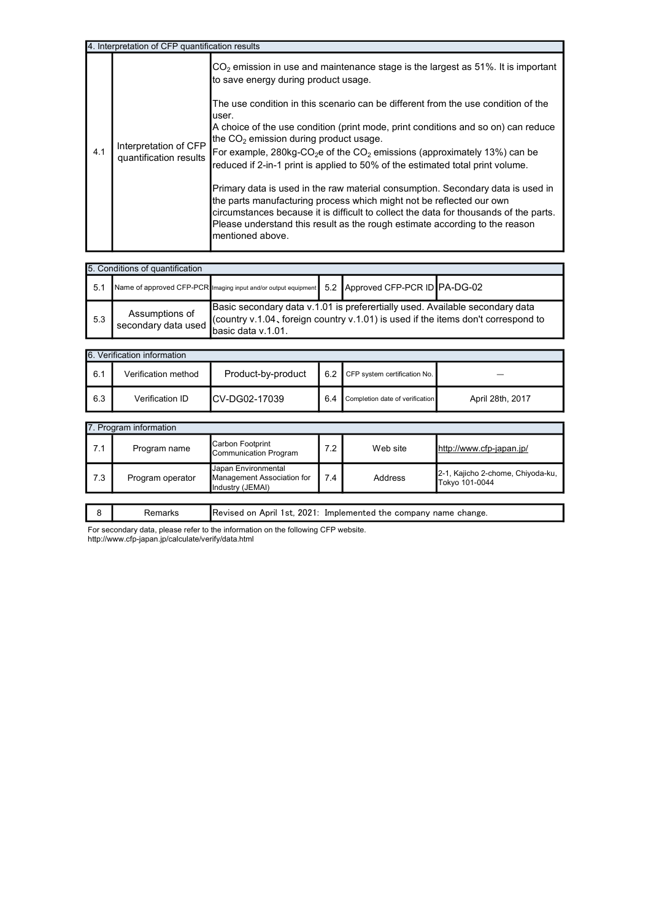| 4. Interpretation of CFP quantification results | | |
|---|---|---|
| 4.1 | Interpretation of CFP quantification results | $CO_2$ emission in use and maintenance stage is the largest as 51%. It is important to save energy during product usage.<br><br>The use condition in this scenario can be different from the use condition of the user.<br>A choice of the use condition (print mode, print conditions and so on) can reduce the $CO_2$ emission during product usage.<br>For example, 280kg-$CO_2$e of the $CO_2$ emissions (approximately 13%) can be reduced if 2-in-1 print is applied to 50% of the estimated total print volume.<br><br>Primary data is used in the raw material consumption. Secondary data is used in the parts manufacturing process which might not be reflected our own circumstances because it is difficult to collect the data for thousands of the parts. Please understand this result as the rough estimate according to the reason mentioned above. |

| 5. Conditions of quantification | | | | | |
|---|---|---|---|---|---|
| 5.1 | Name of approved CFP-PCR | Imaging input and/or output equipment | 5.2 | Approved CFP-PCR ID | PA-DG-02 |
| 5.3 | Assumptions of secondary data used | Basic secondary data v.1.01 is preferertially used. Available secondary data (country v.1.04、foreign country v.1.01) is used if the items don't correspond to basic data v.1.01. | | | |

| 6. Verification information | | | | | |
|---|---|---|---|---|---|
| 6.1 | Verification method | Product-by-product | 6.2 | CFP system certification No. | — |
| 6.3 | Verification ID | CV-DG02-17039 | 6.4 | Completion date of verification | April 28th, 2017 |

| 7. Program information | | | | | |
|---|---|---|---|---|---|
| 7.1 | Program name | Carbon Footprint Communication Program | 7.2 | Web site | http://www.cfp-japan.jp/ |
| 7.3 | Program operator | Japan Environmental Management Association for Industry (JEMAI) | 7.4 | Address | 2-1, Kajicho 2-chome, Chiyoda-ku, Tokyo 101-0044 |

| | | |
|---|---|---|
| 8 | Remarks | Revised on April 1st, 2021: Implemented the company name change. |

For secondary data, please refer to the information on the following CFP website.
http://www.cfp-japan.jp/calculate/verify/data.html